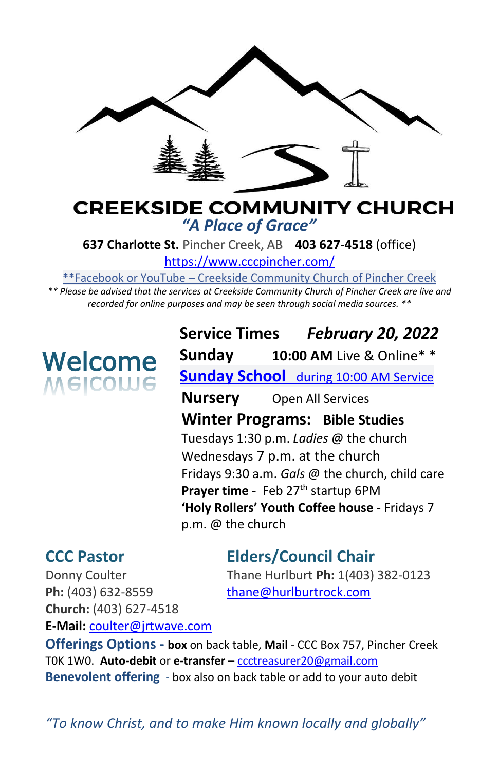# CREEKSIDE COMMUNITY CHURCH

***"A Place of Grace"***

**637 Charlotte St.** Pincher Creek, AB **403 627-4518** (office)

https://www.cccpincher.com/

**Facebook or YouTube – Creekside Community Church of Pincher Creek

*** Please be advised that the services at Creekside Community Church of Pincher Creek are live and recorded for online purposes and may be seen through social media sources. ***

## Welcome

**Service Times** ***February 20, 2022***

**Sunday** **10:00 AM** Live & Online* *

**Sunday School** during 10:00 AM Service

**Nursery** Open All Services

**Winter Programs: Bible Studies**

Tuesdays 1:30 p.m. *Ladies* @ the church

Wednesdays 7 p.m. at the church

Fridays 9:30 a.m. *Gals* @ the church, child care

**Prayer time -** Feb 27th startup 6PM

**'Holy Rollers' Youth Coffee house** - Fridays 7 p.m. @ the church

### CCC Pastor

Donny Coulter

**Ph:** (403) 632-8559

**Church:** (403) 627-4518

**E-Mail:** coulter@jrtwave.com

### Elders/Council Chair

Thane Hurlburt **Ph:** 1(403) 382-0123

thane@hurlburtrock.com

**Offerings Options -** **box** on back table, **Mail** - CCC Box 757, Pincher Creek T0K 1W0. **Auto-debit** or **e-transfer** – ccctreasurer20@gmail.com

**Benevolent offering** - box also on back table or add to your auto debit

*"To know Christ, and to make Him known locally and globally"*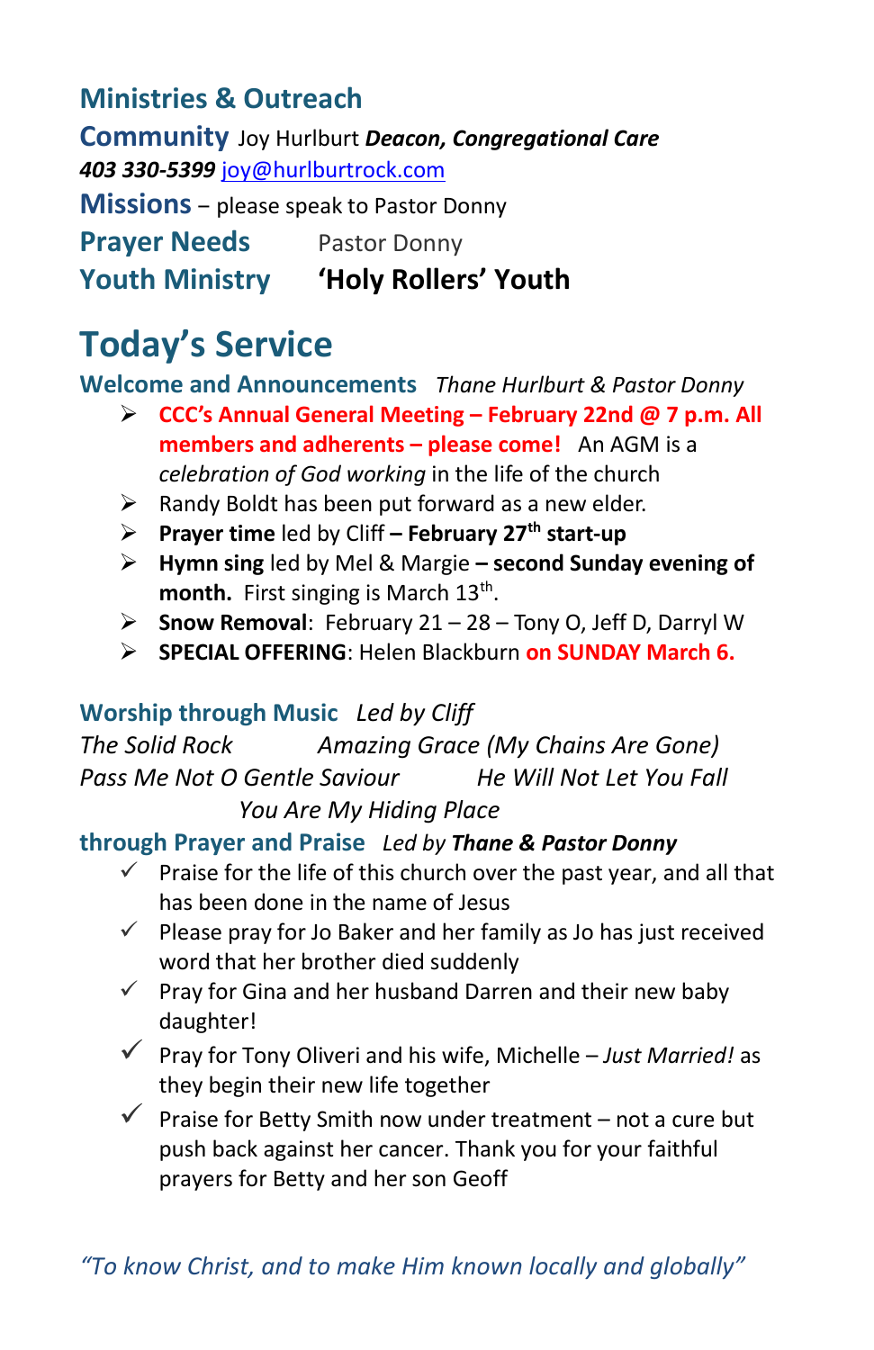## Ministries & Outreach

**Community** Joy Hurlburt ***Deacon, Congregational Care***
***403 330-5399*** joy@hurlburtrock.com

**Missions** – please speak to Pastor Donny

**Prayer Needs** Pastor Donny

**Youth Ministry** **'Holy Rollers' Youth**

# Today's Service

**Welcome and Announcements** *Thane Hurlburt & Pastor Donny*

- **CCC's Annual General Meeting – February 22nd @ 7 p.m. All members and adherents – please come!** An AGM is a *celebration of God working* in the life of the church
- Randy Boldt has been put forward as a new elder.
- **Prayer time** led by Cliff **– February 27th start-up**
- **Hymn sing** led by Mel & Margie **– second Sunday evening of month.** First singing is March 13th.
- **Snow Removal**: February 21 – 28 – Tony O, Jeff D, Darryl W
- **SPECIAL OFFERING**: Helen Blackburn **on SUNDAY March 6.**

**Worship through Music** *Led by Cliff*

*The Solid Rock* *Amazing Grace (My Chains Are Gone)*
*Pass Me Not O Gentle Saviour* *He Will Not Let You Fall*
*You Are My Hiding Place*

**through Prayer and Praise** *Led by **Thane & Pastor Donny***

- ✓ Praise for the life of this church over the past year, and all that has been done in the name of Jesus
- ✓ Please pray for Jo Baker and her family as Jo has just received word that her brother died suddenly
- ✓ Pray for Gina and her husband Darren and their new baby daughter!
- ✓ Pray for Tony Oliveri and his wife, Michelle – *Just Married!* as they begin their new life together
- ✓ Praise for Betty Smith now under treatment – not a cure but push back against her cancer. Thank you for your faithful prayers for Betty and her son Geoff

*"To know Christ, and to make Him known locally and globally"*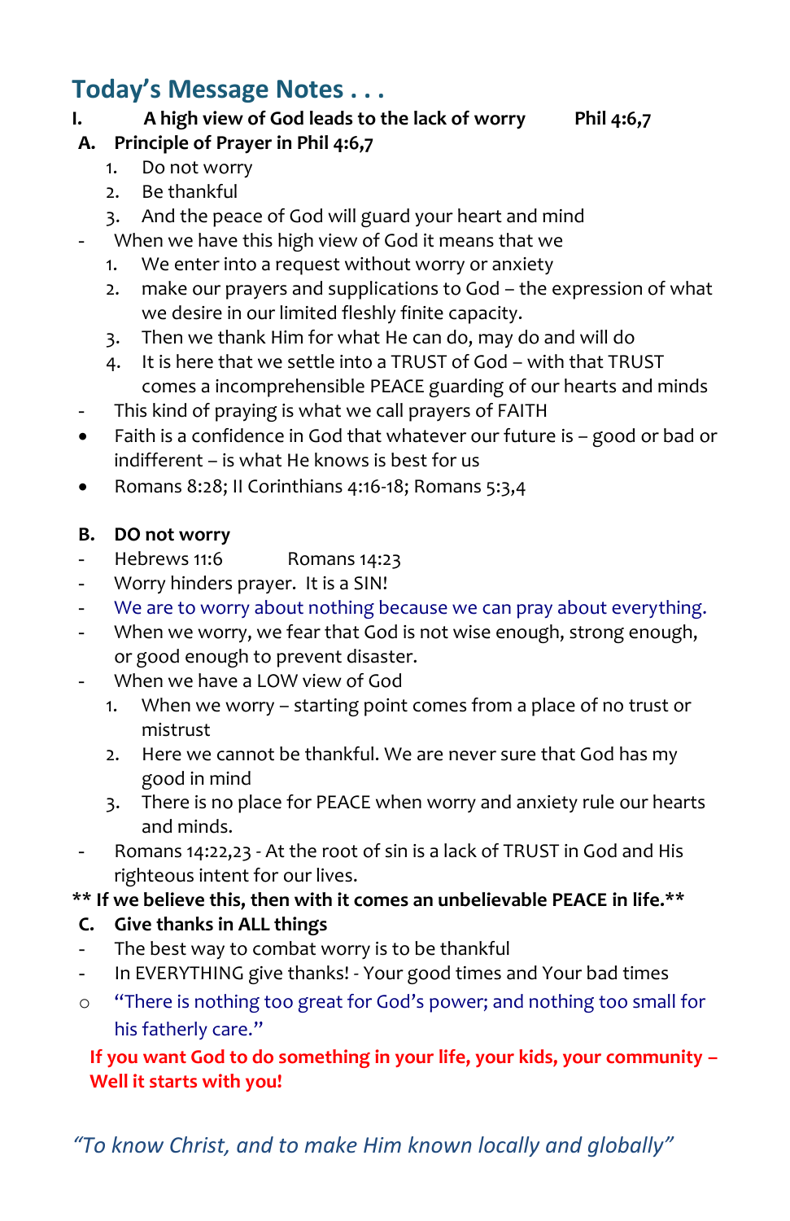## Today's Message Notes . . .

**I. A high view of God leads to the lack of worry Phil 4:6,7**

**A. Principle of Prayer in Phil 4:6,7**

1. Do not worry
2. Be thankful
3. And the peace of God will guard your heart and mind

- When we have this high view of God it means that we
  1. We enter into a request without worry or anxiety
  2. make our prayers and supplications to God – the expression of what we desire in our limited fleshly finite capacity.
  3. Then we thank Him for what He can do, may do and will do
  4. It is here that we settle into a TRUST of God – with that TRUST comes a incomprehensible PEACE guarding of our hearts and minds
- This kind of praying is what we call prayers of FAITH

- Faith is a confidence in God that whatever our future is – good or bad or indifferent – is what He knows is best for us
- Romans 8:28; II Corinthians 4:16-18; Romans 5:3,4

**B. DO not worry**

- Hebrews 11:6 Romans 14:23
- Worry hinders prayer. It is a SIN!
- We are to worry about nothing because we can pray about everything.
- When we worry, we fear that God is not wise enough, strong enough, or good enough to prevent disaster.
- When we have a LOW view of God
  1. When we worry – starting point comes from a place of no trust or mistrust
  2. Here we cannot be thankful. We are never sure that God has my good in mind
  3. There is no place for PEACE when worry and anxiety rule our hearts and minds.
- Romans 14:22,23 - At the root of sin is a lack of TRUST in God and His righteous intent for our lives.

**** If we believe this, then with it comes an unbelievable PEACE in life.****

**C. Give thanks in ALL things**

- The best way to combat worry is to be thankful
- In EVERYTHING give thanks! - Your good times and Your bad times
  - "There is nothing too great for God's power; and nothing too small for his fatherly care."

**If you want God to do something in your life, your kids, your community – Well it starts with you!**

*"To know Christ, and to make Him known locally and globally"*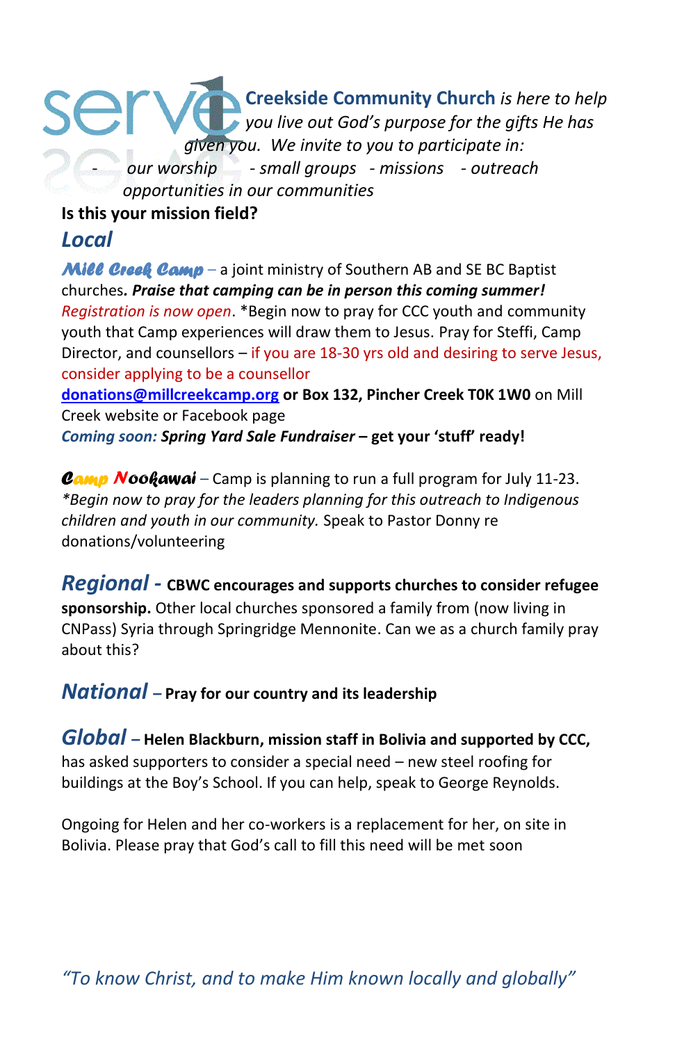**Creekside Community Church** *is here to help you live out God's purpose for the gifts He has given you. We invite to you to participate in:*

*- our worship - small groups - missions - outreach opportunities in our communities*

**Is this your mission field?**

## *Local*

***Mill Creek Camp*** – a joint ministry of Southern AB and SE BC Baptist churches. ***Praise that camping can be in person this coming summer!*** *Registration is now open*. *Begin now to pray for CCC youth and community youth that Camp experiences will draw them to Jesus. Pray for Steffi, Camp Director, and counsellors – if you are 18-30 yrs old and desiring to serve Jesus, consider applying to be a counsellor

**donations@millcreekcamp.org** **or Box 132, Pincher Creek T0K 1W0** on Mill Creek website or Facebook page

*Coming soon:* ***Spring Yard Sale Fundraiser*** **– get your 'stuff' ready!**

***Camp Nookawai*** – Camp is planning to run a full program for July 11-23. *\*Begin now to pray for the leaders planning for this outreach to Indigenous children and youth in our community.* Speak to Pastor Donny re donations/volunteering

## *Regional* - **CBWC encourages and supports churches to consider refugee sponsorship.**

Other local churches sponsored a family from (now living in CNPass) Syria through Springridge Mennonite. Can we as a church family pray about this?

## *National* – **Pray for our country and its leadership**

## *Global* – **Helen Blackburn, mission staff in Bolivia and supported by CCC,**

has asked supporters to consider a special need – new steel roofing for buildings at the Boy's School. If you can help, speak to George Reynolds.

Ongoing for Helen and her co-workers is a replacement for her, on site in Bolivia. Please pray that God's call to fill this need will be met soon

*"To know Christ, and to make Him known locally and globally"*